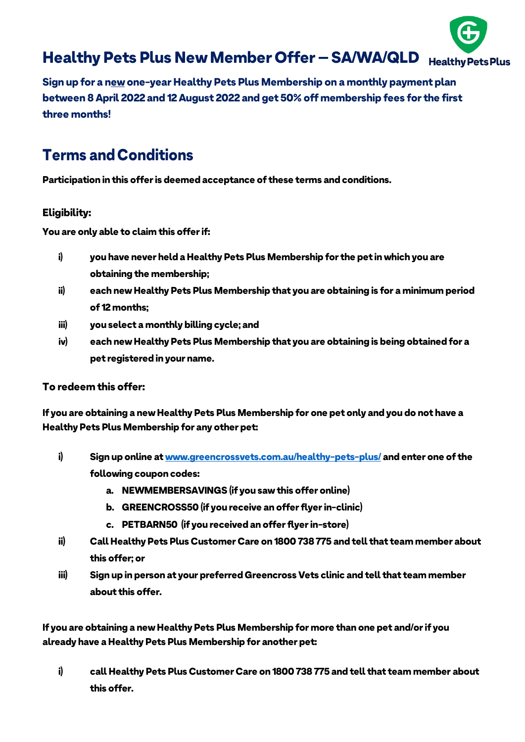# Healthy Pets Plus New Member Offer – SA/WA/QLD

**Sign up for a new one-year Healthy Pets Plus Membership on a monthly payment plan between 8 April 2022 and 12 August 2022 and get 50% off membership fees for the first three months!**

## Terms and Conditions

**Participation in this offer is deemed acceptance of these terms and conditions.**

### Eligibility:

**You are only able to claim this offer if:**

- i) you have never held a Healthy Pets Plus Membership for the pet in which you are obtaining the membership;
- ii) each new Healthy Pets Plus Membership that you are obtaining is for a minimum period of 12 months;
- iii) you select a monthly billing cycle; and
- iv) each new Healthy Pets Plus Membership that you are obtaining is being obtained for a pet registered in your name.

### To redeem this offer:

**If you are obtaining a new Healthy Pets Plus Membership for one pet only and you do not have a Healthy Pets Plus Membership for any other pet:**

- i) Sign up online at [www.greencrossvets.com.au/healthy-pets-plus/](http://www.greencrossvets.com.au/healthy-pets-plus/) and enter one of the following coupon codes:
  - a. NEWMEMBERSAVINGS (if you saw this offer online)
  - b. GREENCROSS50 (if you receive an offer flyer in-clinic)
  - c. PETBARN50 (if you received an offer flyer in-store)
- ii) Call Healthy Pets Plus Customer Care on 1800 738 775 and tell that team member about this offer; or
- iii) Sign up in person at your preferred Greencross Vets clinic and tell that team member about this offer.

**If you are obtaining a new Healthy Pets Plus Membership for more than one pet and/or if you already have a Healthy Pets Plus Membership for another pet:**

- i) call Healthy Pets Plus Customer Care on 1800 738 775 and tell that team member about this offer.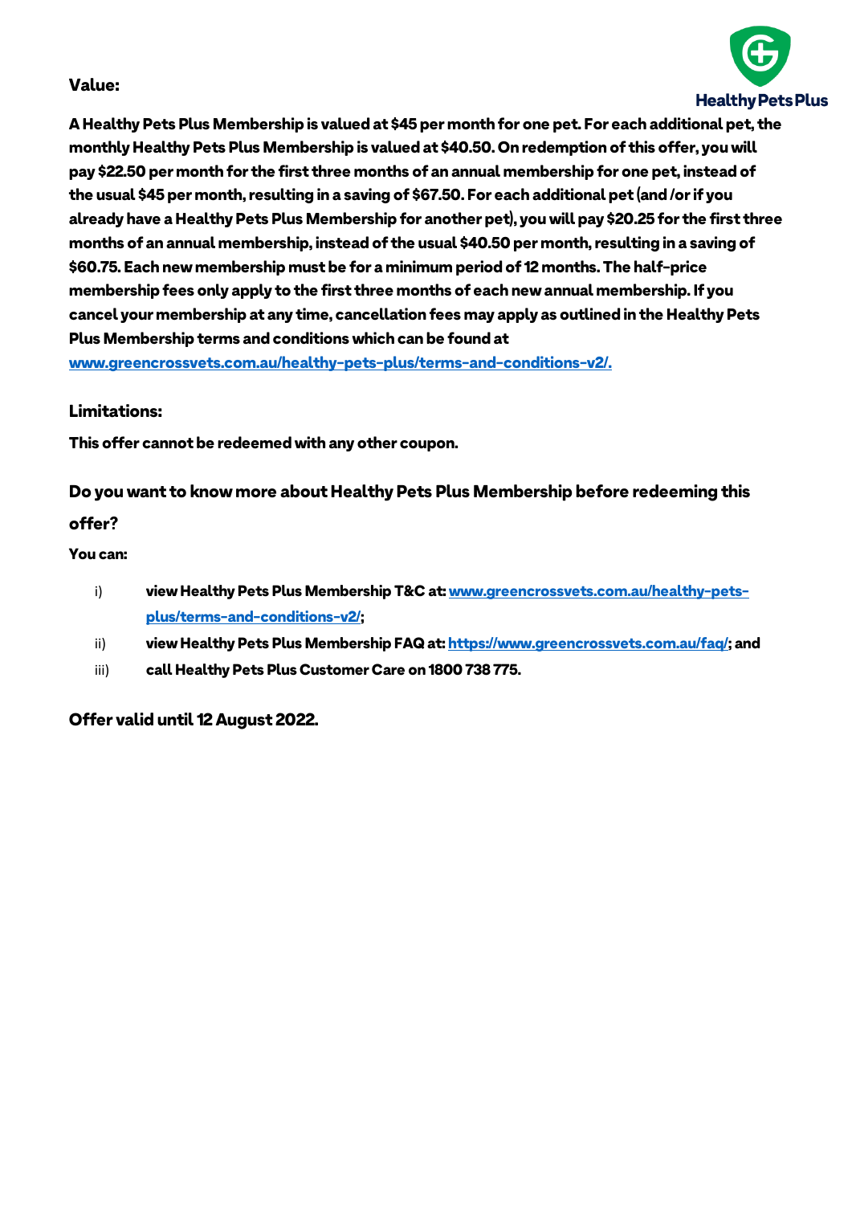**Value:**

**A Healthy Pets Plus Membership is valued at $45 per month for one pet. For each additional pet, the monthly Healthy Pets Plus Membership is valued at $40.50. On redemption of this offer, you will pay $22.50 per month for the first three months of an annual membership for one pet, instead of the usual $45 per month, resulting in a saving of $67.50. For each additional pet (and /or if you already have a Healthy Pets Plus Membership for another pet), you will pay $20.25 for the first three months of an annual membership, instead of the usual $40.50 per month, resulting in a saving of $60.75. Each new membership must be for a minimum period of 12 months. The half-price membership fees only apply to the first three months of each new annual membership. If you cancel your membership at any time, cancellation fees may apply as outlined in the Healthy Pets Plus Membership terms and conditions which can be found at [www.greencrossvets.com.au/healthy-pets-plus/terms-and-conditions-v2/.](www.greencrossvets.com.au/healthy-pets-plus/terms-and-conditions-v2/)**

**Limitations:**

**This offer cannot be redeemed with any other coupon.**

**Do you want to know more about Healthy Pets Plus Membership before redeeming this offer?**

**You can:**

i) **view Healthy Pets Plus Membership T&C at: [www.greencrossvets.com.au/healthy-pets-plus/terms-and-conditions-v2/](www.greencrossvets.com.au/healthy-pets-plus/terms-and-conditions-v2/);**

ii) **view Healthy Pets Plus Membership FAQ at: [https://www.greencrossvets.com.au/faq/](https://www.greencrossvets.com.au/faq/); and**

iii) **call Healthy Pets Plus Customer Care on 1800 738 775.**

**Offer valid until 12 August 2022.**